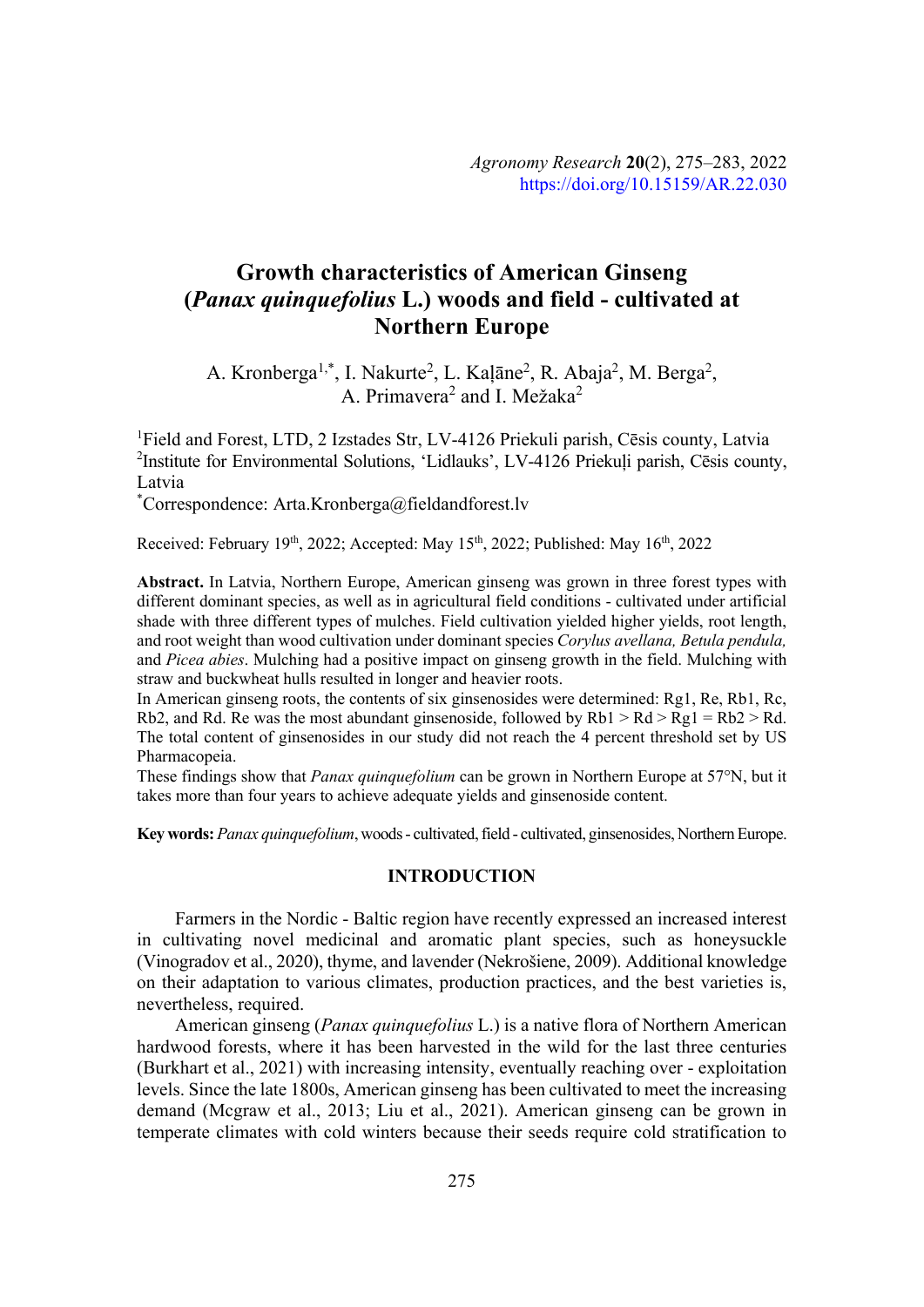# Growth characteristics of American Ginseng (*Panax quinquefolius* L.) woods and field - cultivated at Northern Europe

A. Kronberga[1,*], I. Nakurte[2], L. Kaļāne[2], R. Abaja[2], M. Berga[2], A. Primavera[2] and I. Mežaka[2]

[1]Field and Forest, LTD, 2 Izstades Str, LV-4126 Priekuli parish, Cēsis county, Latvia
[2]Institute for Environmental Solutions, 'Lidlauks', LV-4126 Priekuļi parish, Cēsis county, Latvia
[*]Correspondence: Arta.Kronberga@fieldandforest.lv

Received: February 19[th], 2022; Accepted: May 15[th], 2022; Published: May 16[th], 2022

**Abstract.** In Latvia, Northern Europe, American ginseng was grown in three forest types with different dominant species, as well as in agricultural field conditions - cultivated under artificial shade with three different types of mulches. Field cultivation yielded higher yields, root length, and root weight than wood cultivation under dominant species *Corylus avellana, Betula pendula,* and *Picea abies*. Mulching had a positive impact on ginseng growth in the field. Mulching with straw and buckwheat hulls resulted in longer and heavier roots.

In American ginseng roots, the contents of six ginsenosides were determined: Rg1, Re, Rb1, Rc, Rb2, and Rd. Re was the most abundant ginsenoside, followed by Rb1 > Rd > Rg1 = Rb2 > Rd. The total content of ginsenosides in our study did not reach the 4 percent threshold set by US Pharmacopeia.

These findings show that *Panax quinquefolium* can be grown in Northern Europe at 57°N, but it takes more than four years to achieve adequate yields and ginsenoside content.

**Key words:** *Panax quinquefolium*, woods - cultivated, field - cultivated, ginsenosides, Northern Europe.

## INTRODUCTION

Farmers in the Nordic - Baltic region have recently expressed an increased interest in cultivating novel medicinal and aromatic plant species, such as honeysuckle (Vinogradov et al., 2020), thyme, and lavender (Nekrošiene, 2009). Additional knowledge on their adaptation to various climates, production practices, and the best varieties is, nevertheless, required.

American ginseng (*Panax quinquefolius* L.) is a native flora of Northern American hardwood forests, where it has been harvested in the wild for the last three centuries (Burkhart et al., 2021) with increasing intensity, eventually reaching over - exploitation levels. Since the late 1800s, American ginseng has been cultivated to meet the increasing demand (Mcgraw et al., 2013; Liu et al., 2021). American ginseng can be grown in temperate climates with cold winters because their seeds require cold stratification to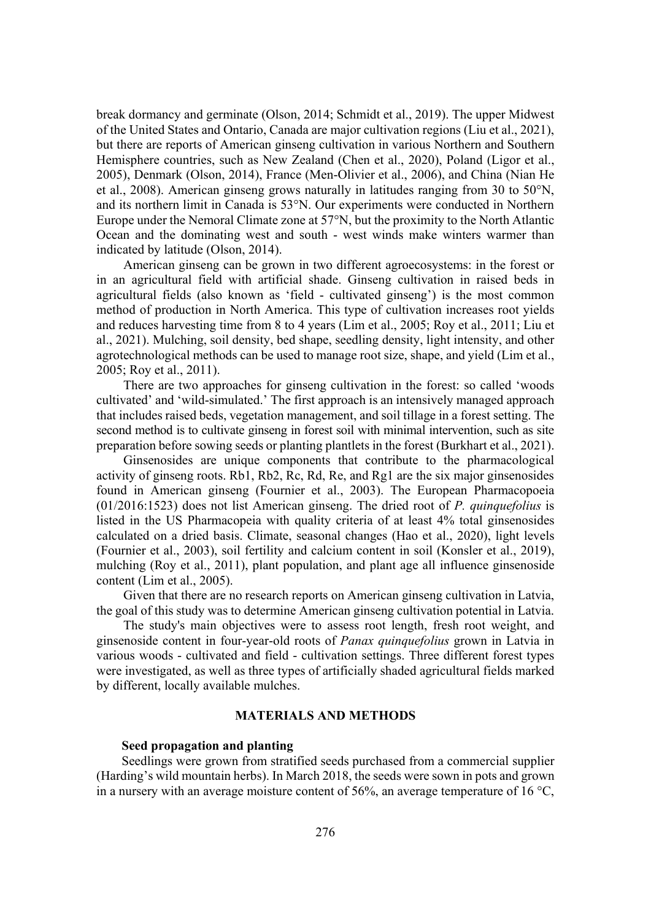break dormancy and germinate (Olson, 2014; Schmidt et al., 2019). The upper Midwest of the United States and Ontario, Canada are major cultivation regions (Liu et al., 2021), but there are reports of American ginseng cultivation in various Northern and Southern Hemisphere countries, such as New Zealand (Chen et al., 2020), Poland (Ligor et al., 2005), Denmark (Olson, 2014), France (Men-Olivier et al., 2006), and China (Nian He et al., 2008). American ginseng grows naturally in latitudes ranging from 30 to 50°N, and its northern limit in Canada is 53°N. Our experiments were conducted in Northern Europe under the Nemoral Climate zone at 57°N, but the proximity to the North Atlantic Ocean and the dominating west and south - west winds make winters warmer than indicated by latitude (Olson, 2014).

American ginseng can be grown in two different agroecosystems: in the forest or in an agricultural field with artificial shade. Ginseng cultivation in raised beds in agricultural fields (also known as 'field - cultivated ginseng') is the most common method of production in North America. This type of cultivation increases root yields and reduces harvesting time from 8 to 4 years (Lim et al., 2005; Roy et al., 2011; Liu et al., 2021). Mulching, soil density, bed shape, seedling density, light intensity, and other agrotechnological methods can be used to manage root size, shape, and yield (Lim et al., 2005; Roy et al., 2011).

There are two approaches for ginseng cultivation in the forest: so called 'woods cultivated' and 'wild-simulated.' The first approach is an intensively managed approach that includes raised beds, vegetation management, and soil tillage in a forest setting. The second method is to cultivate ginseng in forest soil with minimal intervention, such as site preparation before sowing seeds or planting plantlets in the forest (Burkhart et al., 2021).

Ginsenosides are unique components that contribute to the pharmacological activity of ginseng roots. Rb1, Rb2, Rc, Rd, Re, and Rg1 are the six major ginsenosides found in American ginseng (Fournier et al., 2003). The European Pharmacopoeia (01/2016:1523) does not list American ginseng. The dried root of *P. quinquefolius* is listed in the US Pharmacopeia with quality criteria of at least 4% total ginsenosides calculated on a dried basis. Climate, seasonal changes (Hao et al., 2020), light levels (Fournier et al., 2003), soil fertility and calcium content in soil (Konsler et al., 2019), mulching (Roy et al., 2011), plant population, and plant age all influence ginsenoside content (Lim et al., 2005).

Given that there are no research reports on American ginseng cultivation in Latvia, the goal of this study was to determine American ginseng cultivation potential in Latvia.

The study's main objectives were to assess root length, fresh root weight, and ginsenoside content in four-year-old roots of *Panax quinquefolius* grown in Latvia in various woods - cultivated and field - cultivation settings. Three different forest types were investigated, as well as three types of artificially shaded agricultural fields marked by different, locally available mulches.

## MATERIALS AND METHODS

### Seed propagation and planting

Seedlings were grown from stratified seeds purchased from a commercial supplier (Harding's wild mountain herbs). In March 2018, the seeds were sown in pots and grown in a nursery with an average moisture content of 56%, an average temperature of 16 °C,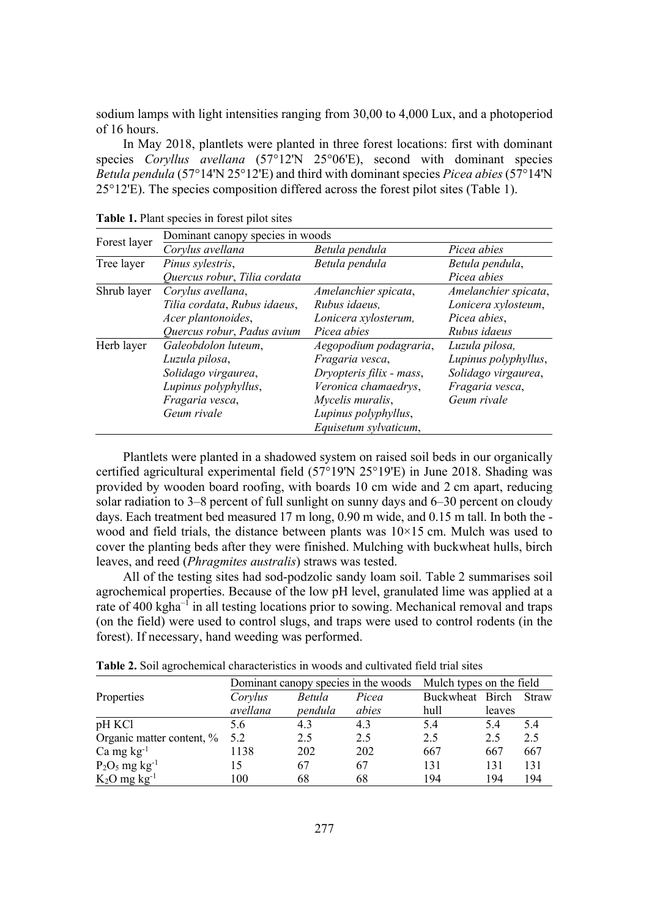sodium lamps with light intensities ranging from 30,00 to 4,000 Lux, and a photoperiod of 16 hours.

In May 2018, plantlets were planted in three forest locations: first with dominant species *Coryllus avellana* (57°12'N 25°06'E), second with dominant species *Betula pendula* (57°14'N 25°12'E) and third with dominant species *Picea abies* (57°14'N 25°12'E). The species composition differed across the forest pilot sites (Table 1).

**Table 1.** Plant species in forest pilot sites

| Forest layer | Dominant canopy species in woods | | |
|---|---|---|---|
| | *Corylus avellana* | *Betula pendula* | *Picea abies* |
| Tree layer | *Pinus sylestris*, *Quercus robur*, *Tilia cordata* | *Betula pendula* | *Betula pendula*, *Picea abies* |
| Shrub layer | *Corylus avellana*, *Tilia cordata*, *Rubus idaeus*, *Acer plantonoides*, *Quercus robur*, *Padus avium* | *Amelanchier spicata*, *Rubus idaeus*, *Lonicera xylosterum*, *Picea abies* | *Amelanchier spicata*, *Lonicera xylosteum*, *Picea abies*, *Rubus idaeus* |
| Herb layer | *Galeobdolon luteum*, *Luzula pilosa*, *Solidago virgaurea*, *Lupinus polyphyllus*, *Fragaria vesca*, *Geum rivale* | *Aegopodium podagraria*, *Fragaria vesca*, *Dryopteris filix - mass*, *Veronica chamaedrys*, *Mycelis muralis*, *Lupinus polyphyllus*, *Equisetum sylvaticum*, | *Luzula pilosa*, *Lupinus polyphyllus*, *Solidago virgaurea*, *Fragaria vesca*, *Geum rivale* |

Plantlets were planted in a shadowed system on raised soil beds in our organically certified agricultural experimental field (57°19'N 25°19'E) in June 2018. Shading was provided by wooden board roofing, with boards 10 cm wide and 2 cm apart, reducing solar radiation to 3–8 percent of full sunlight on sunny days and 6–30 percent on cloudy days. Each treatment bed measured 17 m long, 0.90 m wide, and 0.15 m tall. In both the -wood and field trials, the distance between plants was 10×15 cm. Mulch was used to cover the planting beds after they were finished. Mulching with buckwheat hulls, birch leaves, and reed (*Phragmites australis*) straws was tested.

All of the testing sites had sod-podzolic sandy loam soil. Table 2 summarises soil agrochemical properties. Because of the low pH level, granulated lime was applied at a rate of 400 kgha$^{-1}$ in all testing locations prior to sowing. Mechanical removal and traps (on the field) were used to control slugs, and traps were used to control rodents (in the forest). If necessary, hand weeding was performed.

**Table 2.** Soil agrochemical characteristics in woods and cultivated field trial sites

| Properties | Dominant canopy species in the woods | | | Mulch types on the field | | |
|---|---|---|---|---|---|---|
| | *Corylus avellana* | *Betula pendula* | *Picea abies* | Buckwheat hull | Birch leaves | Straw |
| pH KCl | 5.6 | 4.3 | 4.3 | 5.4 | 5.4 | 5.4 |
| Organic matter content, % | 5.2 | 2.5 | 2.5 | 2.5 | 2.5 | 2.5 |
| Ca mg kg$^{-1}$ | 1138 | 202 | 202 | 667 | 667 | 667 |
| $P_2O_5$ mg kg$^{-1}$ | 15 | 67 | 67 | 131 | 131 | 131 |
| $K_2O$ mg kg$^{-1}$ | 100 | 68 | 68 | 194 | 194 | 194 |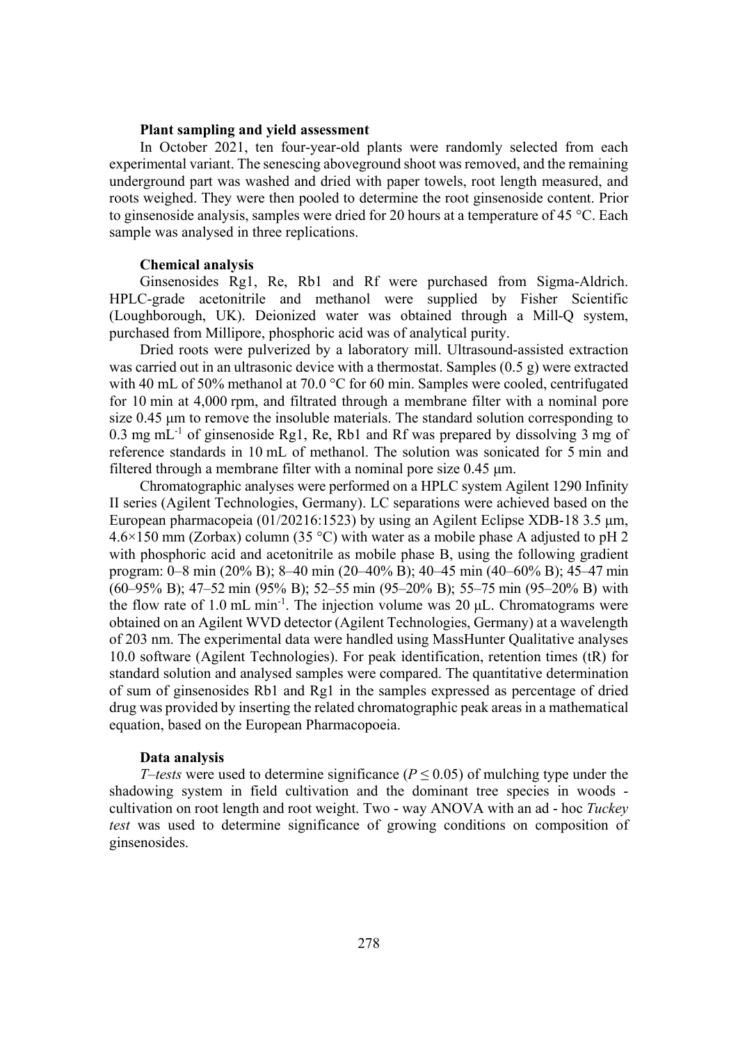### Plant sampling and yield assessment

In October 2021, ten four-year-old plants were randomly selected from each experimental variant. The senescing aboveground shoot was removed, and the remaining underground part was washed and dried with paper towels, root length measured, and roots weighed. They were then pooled to determine the root ginsenoside content. Prior to ginsenoside analysis, samples were dried for 20 hours at a temperature of 45 °C. Each sample was analysed in three replications.

### Chemical analysis

Ginsenosides Rg1, Re, Rb1 and Rf were purchased from Sigma-Aldrich. HPLC-grade acetonitrile and methanol were supplied by Fisher Scientific (Loughborough, UK). Deionized water was obtained through a Mill-Q system, purchased from Millipore, phosphoric acid was of analytical purity.

Dried roots were pulverized by a laboratory mill. Ultrasound-assisted extraction was carried out in an ultrasonic device with a thermostat. Samples (0.5 g) were extracted with 40 mL of 50% methanol at 70.0 °C for 60 min. Samples were cooled, centrifugated for 10 min at 4,000 rpm, and filtrated through a membrane filter with a nominal pore size 0.45 μm to remove the insoluble materials. The standard solution corresponding to 0.3 mg $mL^{-1}$ of ginsenoside Rg1, Re, Rb1 and Rf was prepared by dissolving 3 mg of reference standards in 10 mL of methanol. The solution was sonicated for 5 min and filtered through a membrane filter with a nominal pore size 0.45 μm.

Chromatographic analyses were performed on a HPLC system Agilent 1290 Infinity II series (Agilent Technologies, Germany). LC separations were achieved based on the European pharmacopeia (01/20216:1523) by using an Agilent Eclipse XDB-18 3.5 μm, 4.6×150 mm (Zorbax) column (35 °C) with water as a mobile phase A adjusted to pH 2 with phosphoric acid and acetonitrile as mobile phase B, using the following gradient program: 0–8 min (20% B); 8–40 min (20–40% B); 40–45 min (40–60% B); 45–47 min (60–95% B); 47–52 min (95% B); 52–55 min (95–20% B); 55–75 min (95–20% B) with the flow rate of 1.0 mL $min^{-1}$. The injection volume was 20 μL. Chromatograms were obtained on an Agilent WVD detector (Agilent Technologies, Germany) at a wavelength of 203 nm. The experimental data were handled using MassHunter Qualitative analyses 10.0 software (Agilent Technologies). For peak identification, retention times (tR) for standard solution and analysed samples were compared. The quantitative determination of sum of ginsenosides Rb1 and Rg1 in the samples expressed as percentage of dried drug was provided by inserting the related chromatographic peak areas in a mathematical equation, based on the European Pharmacopoeia.

### Data analysis

*T–tests* were used to determine significance ($P \leq 0.05$) of mulching type under the shadowing system in field cultivation and the dominant tree species in woods - cultivation on root length and root weight. Two - way ANOVA with an ad - hoc *Tuckey test* was used to determine significance of growing conditions on composition of ginsenosides.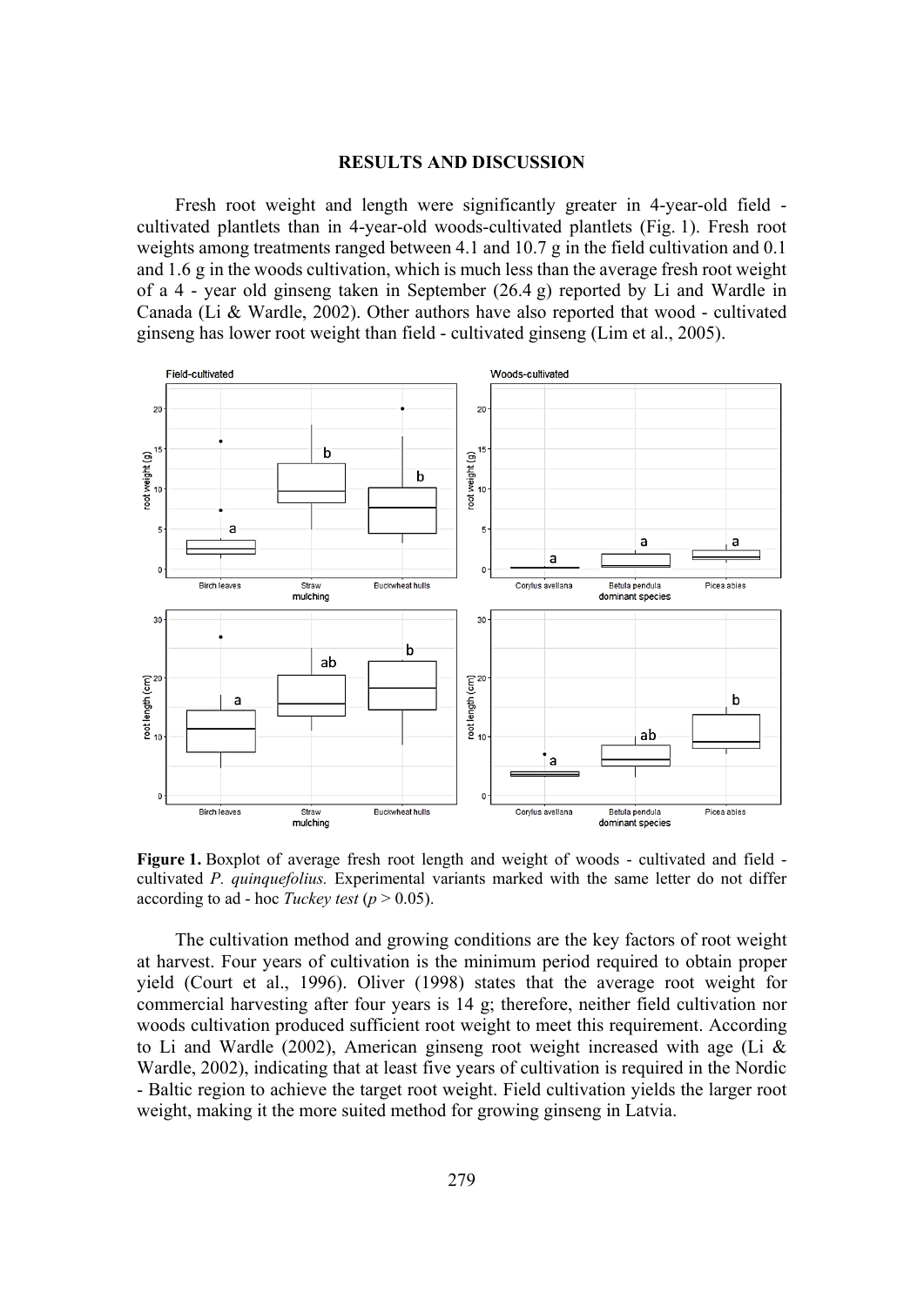## RESULTS AND DISCUSSION

Fresh root weight and length were significantly greater in 4-year-old field - cultivated plantlets than in 4-year-old woods-cultivated plantlets (Fig. 1). Fresh root weights among treatments ranged between 4.1 and 10.7 g in the field cultivation and 0.1 and 1.6 g in the woods cultivation, which is much less than the average fresh root weight of a 4 - year old ginseng taken in September (26.4 g) reported by Li and Wardle in Canada (Li & Wardle, 2002). Other authors have also reported that wood - cultivated ginseng has lower root weight than field - cultivated ginseng (Lim et al., 2005).

**Figure 1.** Boxplot of average fresh root length and weight of woods - cultivated and field - cultivated *P. quinquefolius.* Experimental variants marked with the same letter do not differ according to ad - hoc *Tuckey test* ($p > 0.05$).

The cultivation method and growing conditions are the key factors of root weight at harvest. Four years of cultivation is the minimum period required to obtain proper yield (Court et al., 1996). Oliver (1998) states that the average root weight for commercial harvesting after four years is 14 g; therefore, neither field cultivation nor woods cultivation produced sufficient root weight to meet this requirement. According to Li and Wardle (2002), American ginseng root weight increased with age (Li & Wardle, 2002), indicating that at least five years of cultivation is required in the Nordic - Baltic region to achieve the target root weight. Field cultivation yields the larger root weight, making it the more suited method for growing ginseng in Latvia.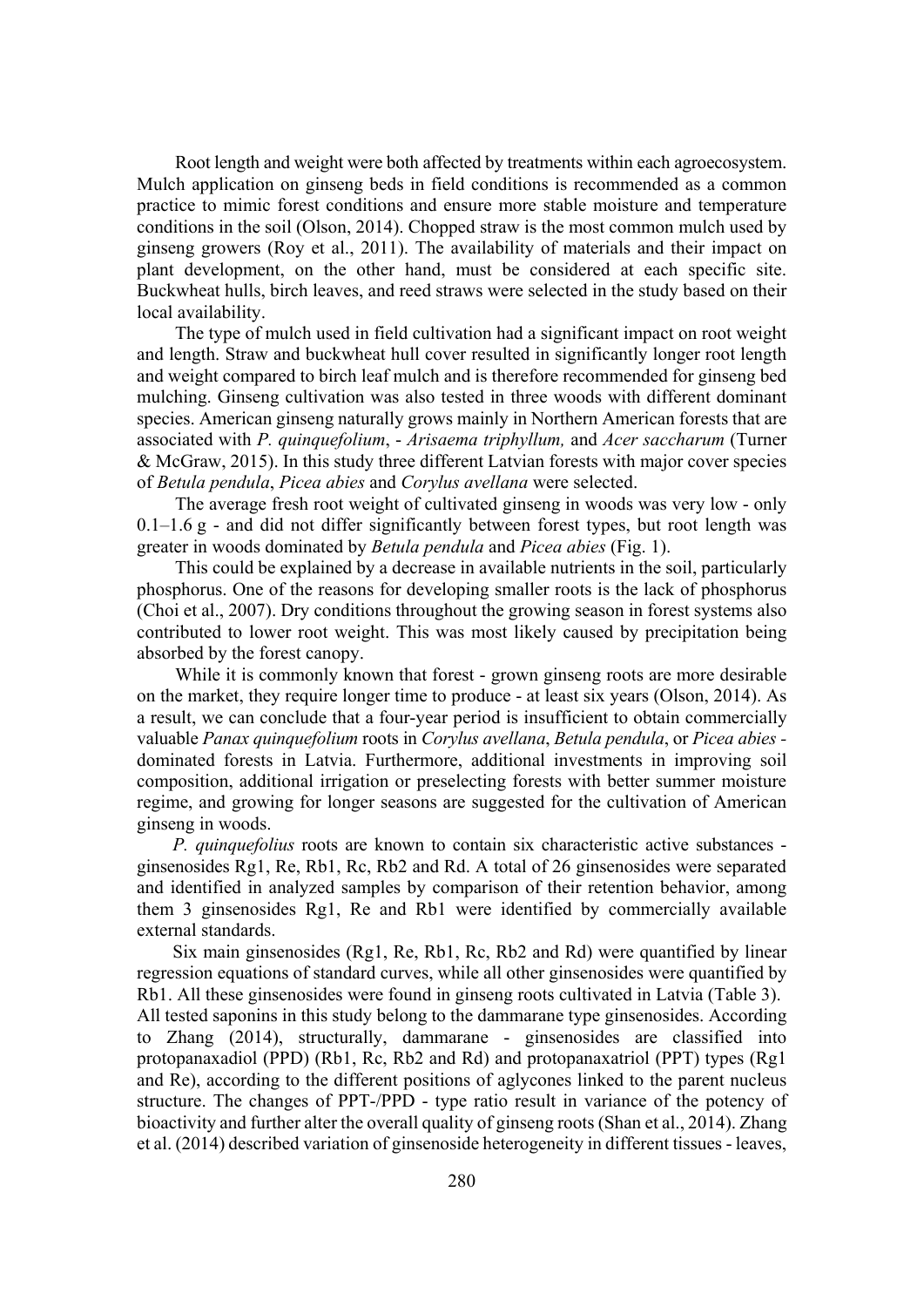Root length and weight were both affected by treatments within each agroecosystem. Mulch application on ginseng beds in field conditions is recommended as a common practice to mimic forest conditions and ensure more stable moisture and temperature conditions in the soil (Olson, 2014). Chopped straw is the most common mulch used by ginseng growers (Roy et al., 2011). The availability of materials and their impact on plant development, on the other hand, must be considered at each specific site. Buckwheat hulls, birch leaves, and reed straws were selected in the study based on their local availability.

The type of mulch used in field cultivation had a significant impact on root weight and length. Straw and buckwheat hull cover resulted in significantly longer root length and weight compared to birch leaf mulch and is therefore recommended for ginseng bed mulching. Ginseng cultivation was also tested in three woods with different dominant species. American ginseng naturally grows mainly in Northern American forests that are associated with *P. quinquefolium*, - *Arisaema triphyllum,* and *Acer saccharum* (Turner & McGraw, 2015). In this study three different Latvian forests with major cover species of *Betula pendula*, *Picea abies* and *Corylus avellana* were selected.

The average fresh root weight of cultivated ginseng in woods was very low - only 0.1–1.6 g - and did not differ significantly between forest types, but root length was greater in woods dominated by *Betula pendula* and *Picea abies* (Fig. 1).

This could be explained by a decrease in available nutrients in the soil, particularly phosphorus. One of the reasons for developing smaller roots is the lack of phosphorus (Choi et al., 2007). Dry conditions throughout the growing season in forest systems also contributed to lower root weight. This was most likely caused by precipitation being absorbed by the forest canopy.

While it is commonly known that forest - grown ginseng roots are more desirable on the market, they require longer time to produce - at least six years (Olson, 2014). As a result, we can conclude that a four-year period is insufficient to obtain commercially valuable *Panax quinquefolium* roots in *Corylus avellana*, *Betula pendula*, or *Picea abies* - dominated forests in Latvia. Furthermore, additional investments in improving soil composition, additional irrigation or preselecting forests with better summer moisture regime, and growing for longer seasons are suggested for the cultivation of American ginseng in woods.

*P. quinquefolius* roots are known to contain six characteristic active substances - ginsenosides Rg1, Re, Rb1, Rc, Rb2 and Rd. A total of 26 ginsenosides were separated and identified in analyzed samples by comparison of their retention behavior, among them 3 ginsenosides Rg1, Re and Rb1 were identified by commercially available external standards.

Six main ginsenosides (Rg1, Re, Rb1, Rc, Rb2 and Rd) were quantified by linear regression equations of standard curves, while all other ginsenosides were quantified by Rb1. All these ginsenosides were found in ginseng roots cultivated in Latvia (Table 3). All tested saponins in this study belong to the dammarane type ginsenosides. According to Zhang (2014), structurally, dammarane - ginsenosides are classified into protopanaxadiol (PPD) (Rb1, Rc, Rb2 and Rd) and protopanaxatriol (PPT) types (Rg1 and Re), according to the different positions of aglycones linked to the parent nucleus structure. The changes of PPT-/PPD - type ratio result in variance of the potency of bioactivity and further alter the overall quality of ginseng roots (Shan et al., 2014). Zhang et al. (2014) described variation of ginsenoside heterogeneity in different tissues - leaves,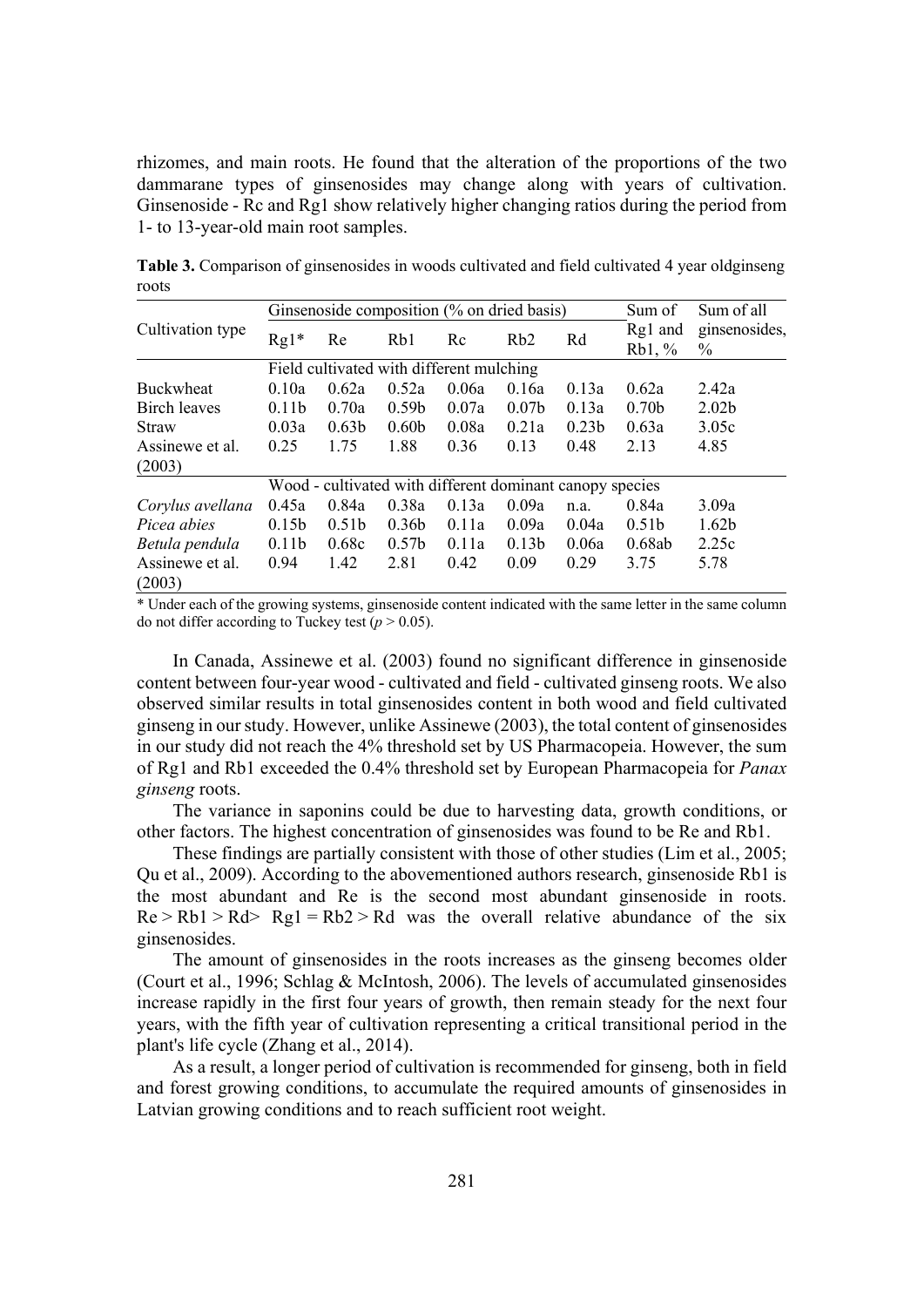rhizomes, and main roots. He found that the alteration of the proportions of the two dammarane types of ginsenosides may change along with years of cultivation. Ginsenoside - Rc and Rg1 show relatively higher changing ratios during the period from 1- to 13-year-old main root samples.

**Table 3.** Comparison of ginsenosides in woods cultivated and field cultivated 4 year oldginseng roots

| Cultivation type | Ginsenoside composition (% on dried basis) | | | | | | Sum of Rg1 and Rb1, % | Sum of all ginsenosides, % |
|---|---|---|---|---|---|---|---|---|
| | Rg1* | Re | Rb1 | Rc | Rb2 | Rd | | |
| | Field cultivated with different mulching | | | | | | | |
| Buckwheat | 0.10a | 0.62a | 0.52a | 0.06a | 0.16a | 0.13a | 0.62a | 2.42a |
| Birch leaves | 0.11b | 0.70a | 0.59b | 0.07a | 0.07b | 0.13a | 0.70b | 2.02b |
| Straw | 0.03a | 0.63b | 0.60b | 0.08a | 0.21a | 0.23b | 0.63a | 3.05c |
| Assinewe et al. (2003) | 0.25 | 1.75 | 1.88 | 0.36 | 0.13 | 0.48 | 2.13 | 4.85 |
| | Wood - cultivated with different dominant canopy species | | | | | | | |
| *Corylus avellana* | 0.45a | 0.84a | 0.38a | 0.13a | 0.09a | n.a. | 0.84a | 3.09a |
| *Picea abies* | 0.15b | 0.51b | 0.36b | 0.11a | 0.09a | 0.04a | 0.51b | 1.62b |
| *Betula pendula* | 0.11b | 0.68c | 0.57b | 0.11a | 0.13b | 0.06a | 0.68ab | 2.25c |
| Assinewe et al. (2003) | 0.94 | 1.42 | 2.81 | 0.42 | 0.09 | 0.29 | 3.75 | 5.78 |

\* Under each of the growing systems, ginsenoside content indicated with the same letter in the same column do not differ according to Tuckey test ($p > 0.05$).

In Canada, Assinewe et al. (2003) found no significant difference in ginsenoside content between four-year wood - cultivated and field - cultivated ginseng roots. We also observed similar results in total ginsenosides content in both wood and field cultivated ginseng in our study. However, unlike Assinewe (2003), the total content of ginsenosides in our study did not reach the 4% threshold set by US Pharmacopeia. However, the sum of Rg1 and Rb1 exceeded the 0.4% threshold set by European Pharmacopeia for *Panax ginseng* roots.

The variance in saponins could be due to harvesting data, growth conditions, or other factors. The highest concentration of ginsenosides was found to be Re and Rb1.

These findings are partially consistent with those of other studies (Lim et al., 2005; Qu et al., 2009). According to the abovementioned authors research, ginsenoside Rb1 is the most abundant and Re is the second most abundant ginsenoside in roots. Re > Rb1 > Rd> Rg1 = Rb2 > Rd was the overall relative abundance of the six ginsenosides.

The amount of ginsenosides in the roots increases as the ginseng becomes older (Court et al., 1996; Schlag & McIntosh, 2006). The levels of accumulated ginsenosides increase rapidly in the first four years of growth, then remain steady for the next four years, with the fifth year of cultivation representing a critical transitional period in the plant's life cycle (Zhang et al., 2014).

As a result, a longer period of cultivation is recommended for ginseng, both in field and forest growing conditions, to accumulate the required amounts of ginsenosides in Latvian growing conditions and to reach sufficient root weight.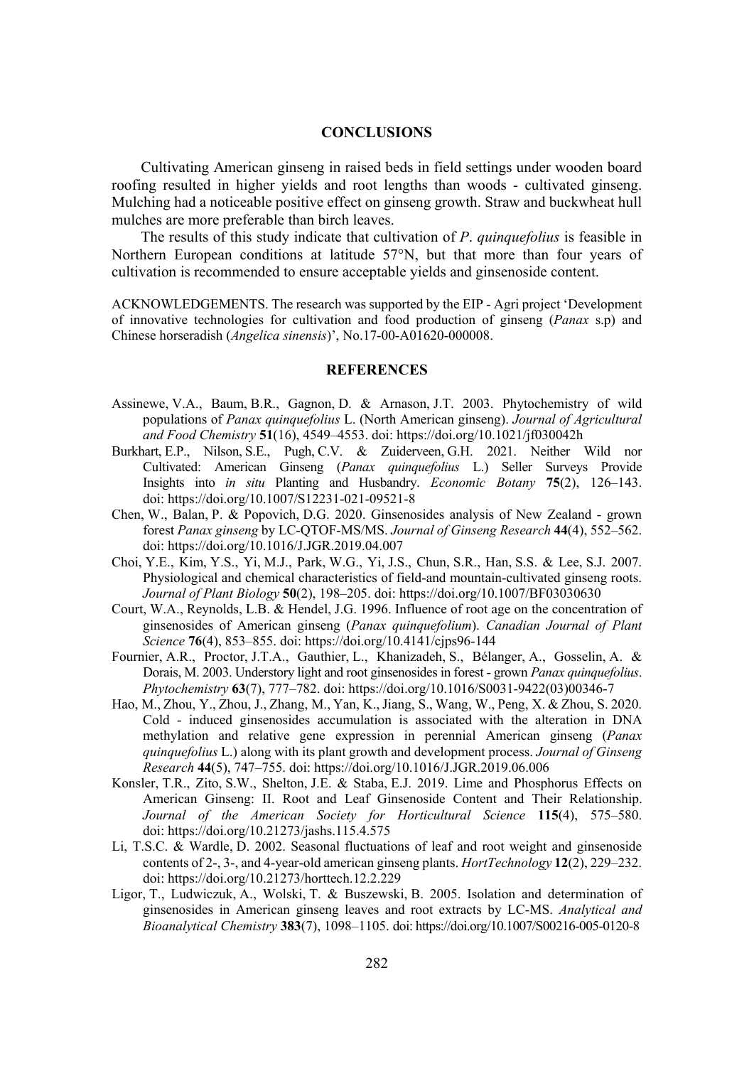## CONCLUSIONS

Cultivating American ginseng in raised beds in field settings under wooden board roofing resulted in higher yields and root lengths than woods - cultivated ginseng. Mulching had a noticeable positive effect on ginseng growth. Straw and buckwheat hull mulches are more preferable than birch leaves.

The results of this study indicate that cultivation of *P. quinquefolius* is feasible in Northern European conditions at latitude 57°N, but that more than four years of cultivation is recommended to ensure acceptable yields and ginsenoside content.

ACKNOWLEDGEMENTS. The research was supported by the EIP - Agri project 'Development of innovative technologies for cultivation and food production of ginseng (*Panax* s.p) and Chinese horseradish (*Angelica sinensis*)', No.17-00-A01620-000008.

## REFERENCES

Assinewe, V.A., Baum, B.R., Gagnon, D. & Arnason, J.T. 2003. Phytochemistry of wild populations of *Panax quinquefolius* L. (North American ginseng). *Journal of Agricultural and Food Chemistry* **51**(16), 4549–4553. doi: https://doi.org/10.1021/jf030042h

Burkhart, E.P., Nilson, S.E., Pugh, C.V. & Zuiderveen, G.H. 2021. Neither Wild nor Cultivated: American Ginseng (*Panax quinquefolius* L.) Seller Surveys Provide Insights into *in situ* Planting and Husbandry. *Economic Botany* **75**(2), 126–143. doi: https://doi.org/10.1007/S12231-021-09521-8

Chen, W., Balan, P. & Popovich, D.G. 2020. Ginsenosides analysis of New Zealand - grown forest *Panax ginseng* by LC-QTOF-MS/MS. *Journal of Ginseng Research* **44**(4), 552–562. doi: https://doi.org/10.1016/J.JGR.2019.04.007

Choi, Y.E., Kim, Y.S., Yi, M.J., Park, W.G., Yi, J.S., Chun, S.R., Han, S.S. & Lee, S.J. 2007. Physiological and chemical characteristics of field-and mountain-cultivated ginseng roots. *Journal of Plant Biology* **50**(2), 198–205. doi: https://doi.org/10.1007/BF03030630

Court, W.A., Reynolds, L.B. & Hendel, J.G. 1996. Influence of root age on the concentration of ginsenosides of American ginseng (*Panax quinquefolium*). *Canadian Journal of Plant Science* **76**(4), 853–855. doi: https://doi.org/10.4141/cjps96-144

Fournier, A.R., Proctor, J.T.A., Gauthier, L., Khanizadeh, S., Bélanger, A., Gosselin, A. & Dorais, M. 2003. Understory light and root ginsenosides in forest - grown *Panax quinquefolius*. *Phytochemistry* **63**(7), 777–782. doi: https://doi.org/10.1016/S0031-9422(03)00346-7

Hao, M., Zhou, Y., Zhou, J., Zhang, M., Yan, K., Jiang, S., Wang, W., Peng, X. & Zhou, S. 2020. Cold - induced ginsenosides accumulation is associated with the alteration in DNA methylation and relative gene expression in perennial American ginseng (*Panax quinquefolius* L.) along with its plant growth and development process. *Journal of Ginseng Research* **44**(5), 747–755. doi: https://doi.org/10.1016/J.JGR.2019.06.006

Konsler, T.R., Zito, S.W., Shelton, J.E. & Staba, E.J. 2019. Lime and Phosphorus Effects on American Ginseng: II. Root and Leaf Ginsenoside Content and Their Relationship. *Journal of the American Society for Horticultural Science* **115**(4), 575–580. doi: https://doi.org/10.21273/jashs.115.4.575

Li, T.S.C. & Wardle, D. 2002. Seasonal fluctuations of leaf and root weight and ginsenoside contents of 2-, 3-, and 4-year-old american ginseng plants. *HortTechnology* **12**(2), 229–232. doi: https://doi.org/10.21273/horttech.12.2.229

Ligor, T., Ludwiczuk, A., Wolski, T. & Buszewski, B. 2005. Isolation and determination of ginsenosides in American ginseng leaves and root extracts by LC-MS. *Analytical and Bioanalytical Chemistry* **383**(7), 1098–1105. doi: https://doi.org/10.1007/S00216-005-0120-8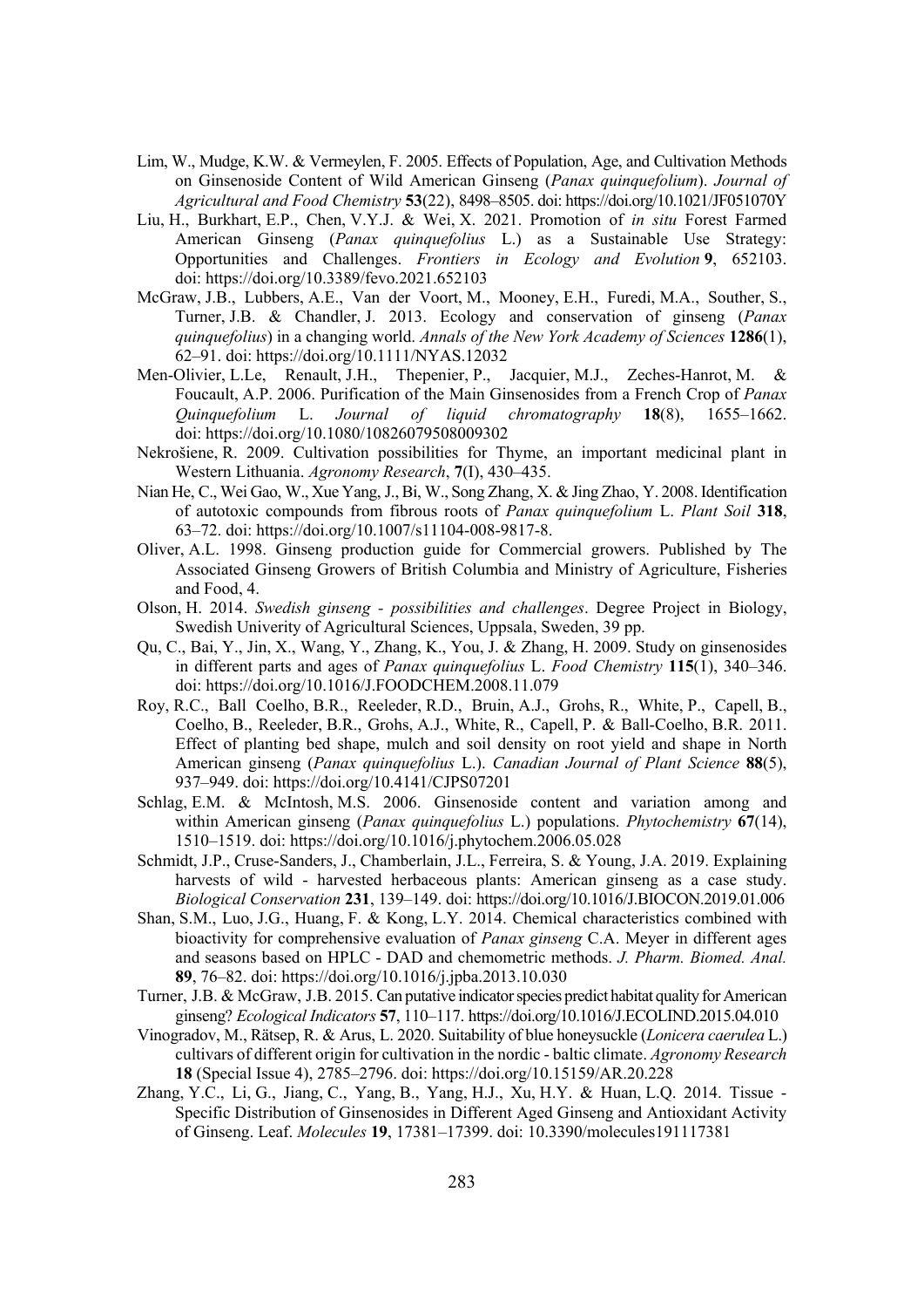Lim, W., Mudge, K.W. & Vermeylen, F. 2005. Effects of Population, Age, and Cultivation Methods on Ginsenoside Content of Wild American Ginseng (*Panax quinquefolium*). *Journal of Agricultural and Food Chemistry* **53**(22), 8498–8505. doi: https://doi.org/10.1021/JF051070Y

Liu, H., Burkhart, E.P., Chen, V.Y.J. & Wei, X. 2021. Promotion of *in situ* Forest Farmed American Ginseng (*Panax quinquefolius* L.) as a Sustainable Use Strategy: Opportunities and Challenges. *Frontiers in Ecology and Evolution* **9**, 652103. doi: https://doi.org/10.3389/fevo.2021.652103

McGraw, J.B., Lubbers, A.E., Van der Voort, M., Mooney, E.H., Furedi, M.A., Souther, S., Turner, J.B. & Chandler, J. 2013. Ecology and conservation of ginseng (*Panax quinquefolius*) in a changing world. *Annals of the New York Academy of Sciences* **1286**(1), 62–91. doi: https://doi.org/10.1111/NYAS.12032

Men-Olivier, L.Le, Renault, J.H., Thepenier, P., Jacquier, M.J., Zeches-Hanrot, M. & Foucault, A.P. 2006. Purification of the Main Ginsenosides from a French Crop of *Panax Quinquefolium* L. *Journal of liquid chromatography* **18**(8), 1655–1662. doi: https://doi.org/10.1080/10826079508009302

Nekrošiene, R. 2009. Cultivation possibilities for Thyme, an important medicinal plant in Western Lithuania. *Agronomy Research*, **7**(I), 430–435.

Nian He, C., Wei Gao, W., Xue Yang, J., Bi, W., Song Zhang, X. & Jing Zhao, Y. 2008. Identification of autotoxic compounds from fibrous roots of *Panax quinquefolium* L. *Plant Soil* **318**, 63–72. doi: https://doi.org/10.1007/s11104-008-9817-8.

Oliver, A.L. 1998. Ginseng production guide for Commercial growers. Published by The Associated Ginseng Growers of British Columbia and Ministry of Agriculture, Fisheries and Food, 4.

Olson, H. 2014. *Swedish ginseng - possibilities and challenges*. Degree Project in Biology, Swedish Univerity of Agricultural Sciences, Uppsala, Sweden, 39 pp.

Qu, C., Bai, Y., Jin, X., Wang, Y., Zhang, K., You, J. & Zhang, H. 2009. Study on ginsenosides in different parts and ages of *Panax quinquefolius* L. *Food Chemistry* **115**(1), 340–346. doi: https://doi.org/10.1016/J.FOODCHEM.2008.11.079

Roy, R.C., Ball Coelho, B.R., Reeleder, R.D., Bruin, A.J., Grohs, R., White, P., Capell, B., Coelho, B., Reeleder, B.R., Grohs, A.J., White, R., Capell, P. & Ball-Coelho, B.R. 2011. Effect of planting bed shape, mulch and soil density on root yield and shape in North American ginseng (*Panax quinquefolius* L.). *Canadian Journal of Plant Science* **88**(5), 937–949. doi: https://doi.org/10.4141/CJPS07201

Schlag, E.M. & McIntosh, M.S. 2006. Ginsenoside content and variation among and within American ginseng (*Panax quinquefolius* L.) populations. *Phytochemistry* **67**(14), 1510–1519. doi: https://doi.org/10.1016/j.phytochem.2006.05.028

Schmidt, J.P., Cruse-Sanders, J., Chamberlain, J.L., Ferreira, S. & Young, J.A. 2019. Explaining harvests of wild - harvested herbaceous plants: American ginseng as a case study. *Biological Conservation* **231**, 139–149. doi: https://doi.org/10.1016/J.BIOCON.2019.01.006

Shan, S.M., Luo, J.G., Huang, F. & Kong, L.Y. 2014. Chemical characteristics combined with bioactivity for comprehensive evaluation of *Panax ginseng* C.A. Meyer in different ages and seasons based on HPLC - DAD and chemometric methods. *J. Pharm. Biomed. Anal.* **89**, 76–82. doi: https://doi.org/10.1016/j.jpba.2013.10.030

Turner, J.B. & McGraw, J.B. 2015. Can putative indicator species predict habitat quality for American ginseng? *Ecological Indicators* **57**, 110–117. https://doi.org/10.1016/J.ECOLIND.2015.04.010

Vinogradov, M., Rätsep, R. & Arus, L. 2020. Suitability of blue honeysuckle (*Lonicera caerulea* L.) cultivars of different origin for cultivation in the nordic - baltic climate. *Agronomy Research* **18** (Special Issue 4), 2785–2796. doi: https://doi.org/10.15159/AR.20.228

Zhang, Y.C., Li, G., Jiang, C., Yang, B., Yang, H.J., Xu, H.Y. & Huan, L.Q. 2014. Tissue - Specific Distribution of Ginsenosides in Different Aged Ginseng and Antioxidant Activity of Ginseng. Leaf. *Molecules* **19**, 17381–17399. doi: 10.3390/molecules191117381